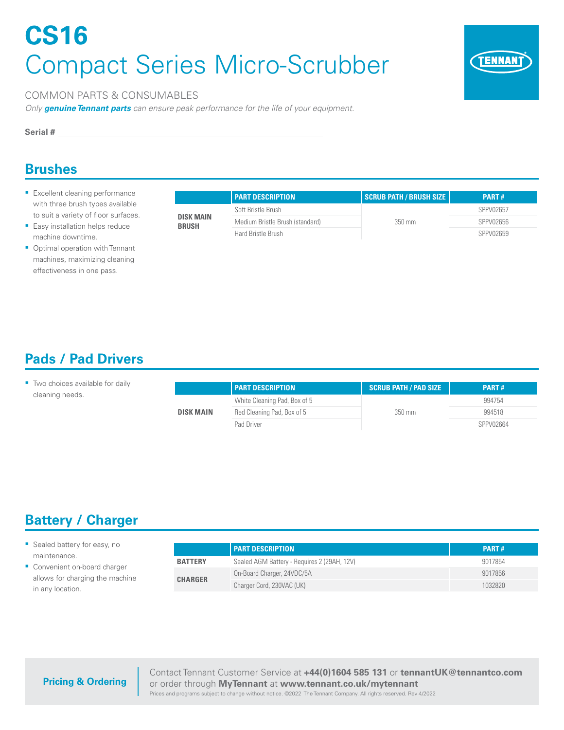# CS16

## Compact Series Micro-Scrubber

COMMON PARTS & CONSUMABLES

*Only **genuine Tennant parts** can ensure peak performance for the life of your equipment.*

**Serial #** ______________________________

## Brushes

- Excellent cleaning performance with three brush types available to suit a variety of floor surfaces.
- Easy installation helps reduce machine downtime.
- Optimal operation with Tennant machines, maximizing cleaning effectiveness in one pass.

| | PART DESCRIPTION | SCRUB PATH / BRUSH SIZE | PART # |
|---|---|---|---|
| **DISK MAIN BRUSH** | Soft Bristle Brush | 350 mm | SPPV02657 |
| | Medium Bristle Brush (standard) | | SPPV02656 |
| | Hard Bristle Brush | | SPPV02659 |

## Pads / Pad Drivers

- Two choices available for daily cleaning needs.

| | PART DESCRIPTION | SCRUB PATH / PAD SIZE | PART # |
|---|---|---|---|
| **DISK MAIN** | White Cleaning Pad, Box of 5 | 350 mm | 994754 |
| | Red Cleaning Pad, Box of 5 | | 994518 |
| | Pad Driver | | SPPV02664 |

## Battery / Charger

- Sealed battery for easy, no maintenance.
- Convenient on-board charger allows for charging the machine in any location.

| | PART DESCRIPTION | PART # |
|---|---|---|
| **BATTERY** | Sealed AGM Battery - Requires 2 (29AH, 12V) | 9017854 |
| **CHARGER** | On-Board Charger, 24VDC/5A | 9017856 |
| | Charger Cord, 230VAC (UK) | 1032820 |

**Pricing & Ordering**

Contact Tennant Customer Service at **+44(0)1604 585 131** or **tennantUK@tennantco.com** or order through **MyTennant** at **www.tennant.co.uk/mytennant**

Prices and programs subject to change without notice. ©2022 The Tennant Company. All rights reserved. Rev 4/2022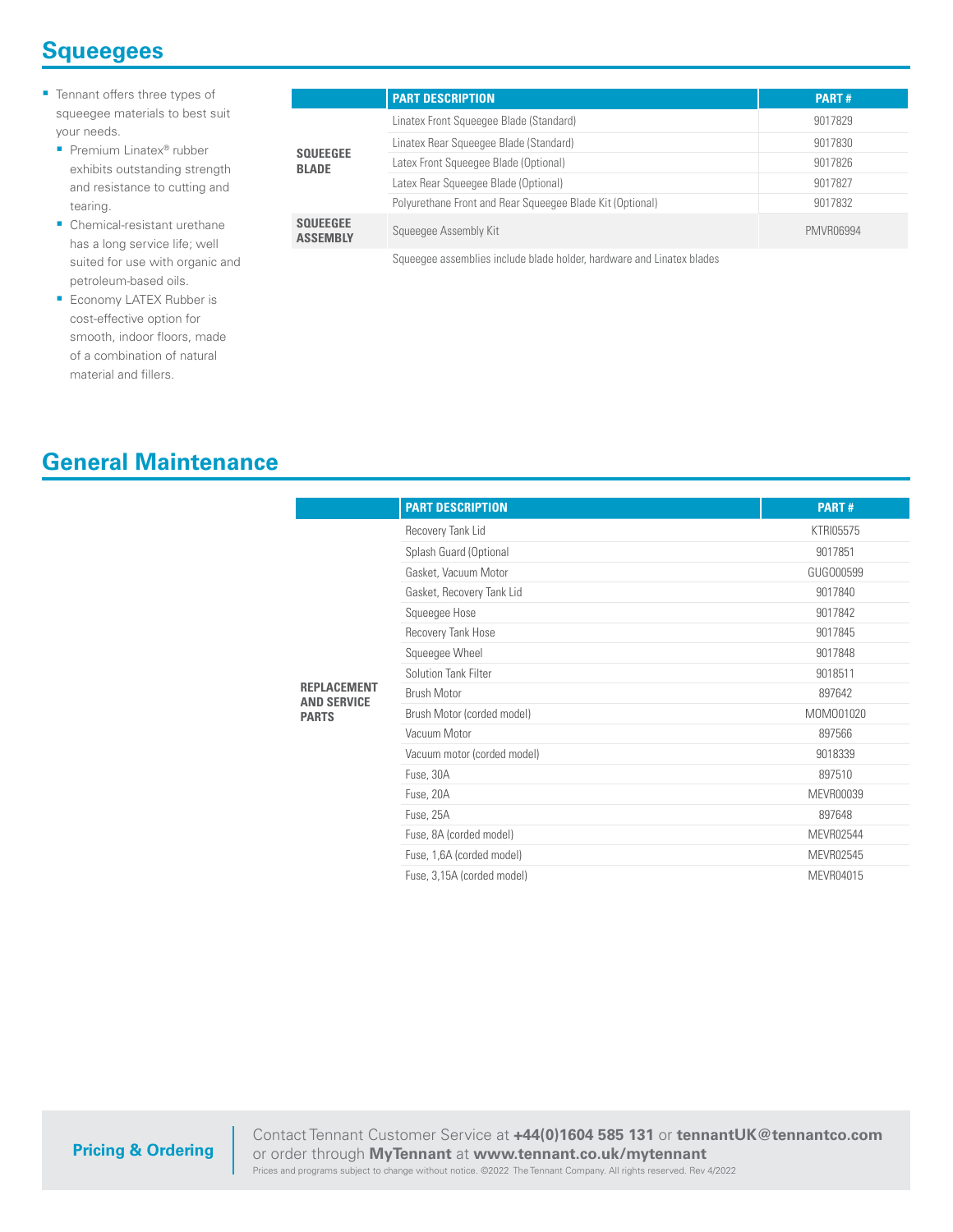## Squeegees

- Tennant offers three types of squeegee materials to best suit your needs.
  - Premium Linatex® rubber exhibits outstanding strength and resistance to cutting and tearing.
  - Chemical-resistant urethane has a long service life; well suited for use with organic and petroleum-based oils.
  - Economy LATEX Rubber is cost-effective option for smooth, indoor floors, made of a combination of natural material and fillers.

| | PART DESCRIPTION | PART # |
|---|---|---|
| **SQUEEGEE BLADE** | Linatex Front Squeegee Blade (Standard) | 9017829 |
| | Linatex Rear Squeegee Blade (Standard) | 9017830 |
| | Latex Front Squeegee Blade (Optional) | 9017826 |
| | Latex Rear Squeegee Blade (Optional) | 9017827 |
| | Polyurethane Front and Rear Squeegee Blade Kit (Optional) | 9017832 |
| **SQUEEGEE ASSEMBLY** | Squeegee Assembly Kit | PMVR06994 |

Squeegee assemblies include blade holder, hardware and Linatex blades

## General Maintenance

| | PART DESCRIPTION | PART # |
|---|---|---|
| **REPLACEMENT AND SERVICE PARTS** | Recovery Tank Lid | KTRI05575 |
| | Splash Guard (Optional | 9017851 |
| | Gasket, Vacuum Motor | GUGO00599 |
| | Gasket, Recovery Tank Lid | 9017840 |
| | Squeegee Hose | 9017842 |
| | Recovery Tank Hose | 9017845 |
| | Squeegee Wheel | 9017848 |
| | Solution Tank Filter | 9018511 |
| | Brush Motor | 897642 |
| | Brush Motor (corded model) | MOMO01020 |
| | Vacuum Motor | 897566 |
| | Vacuum motor (corded model) | 9018339 |
| | Fuse, 30A | 897510 |
| | Fuse, 20A | MEVR00039 |
| | Fuse, 25A | 897648 |
| | Fuse, 8A (corded model) | MEVR02544 |
| | Fuse, 1,6A (corded model) | MEVR02545 |
| | Fuse, 3,15A (corded model) | MEVR04015 |

**Pricing & Ordering**

Contact Tennant Customer Service at **+44(0)1604 585 131** or **tennantUK@tennantco.com** or order through **MyTennant** at **www.tennant.co.uk/mytennant**

Prices and programs subject to change without notice. ©2022 The Tennant Company. All rights reserved. Rev 4/2022